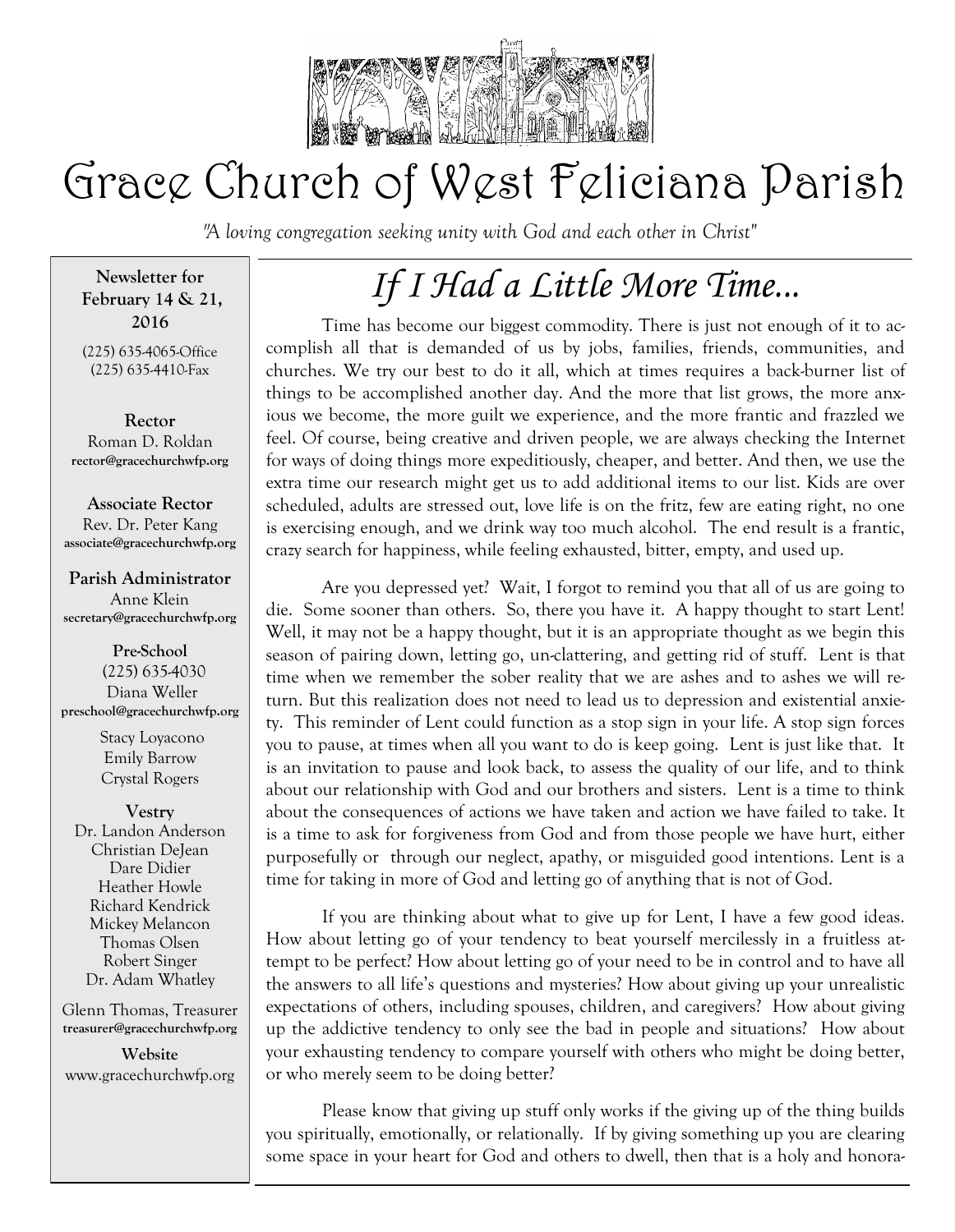# Grace Church of West Feliciana Parish

*"A loving congregation seeking unity with God and each other in Christ"*

**Newsletter for February 14 & 21, 2016**

(225) 635-4065-Office
(225) 635-4410-Fax

**Rector**
Roman D. Roldan
rector@gracechurchwfp.org

**Associate Rector**
Rev. Dr. Peter Kang
associate@gracechurchwfp.org

**Parish Administrator**
Anne Klein
secretary@gracechurchwfp.org

**Pre-School**
(225) 635-4030
Diana Weller
preschool@gracechurchwfp.org

Stacy Loyacono
Emily Barrow
Crystal Rogers

**Vestry**
Dr. Landon Anderson
Christian DeJean
Dare Didier
Heather Howle
Richard Kendrick
Mickey Melancon
Thomas Olsen
Robert Singer
Dr. Adam Whatley

Glenn Thomas, Treasurer
treasurer@gracechurchwfp.org

**Website**
www.gracechurchwfp.org

## *If I Had a Little More Time...*

Time has become our biggest commodity. There is just not enough of it to accomplish all that is demanded of us by jobs, families, friends, communities, and churches. We try our best to do it all, which at times requires a back-burner list of things to be accomplished another day. And the more that list grows, the more anxious we become, the more guilt we experience, and the more frantic and frazzled we feel. Of course, being creative and driven people, we are always checking the Internet for ways of doing things more expeditiously, cheaper, and better. And then, we use the extra time our research might get us to add additional items to our list. Kids are over scheduled, adults are stressed out, love life is on the fritz, few are eating right, no one is exercising enough, and we drink way too much alcohol. The end result is a frantic, crazy search for happiness, while feeling exhausted, bitter, empty, and used up.

Are you depressed yet? Wait, I forgot to remind you that all of us are going to die. Some sooner than others. So, there you have it. A happy thought to start Lent! Well, it may not be a happy thought, but it is an appropriate thought as we begin this season of pairing down, letting go, un-clattering, and getting rid of stuff. Lent is that time when we remember the sober reality that we are ashes and to ashes we will return. But this realization does not need to lead us to depression and existential anxiety. This reminder of Lent could function as a stop sign in your life. A stop sign forces you to pause, at times when all you want to do is keep going. Lent is just like that. It is an invitation to pause and look back, to assess the quality of our life, and to think about our relationship with God and our brothers and sisters. Lent is a time to think about the consequences of actions we have taken and action we have failed to take. It is a time to ask for forgiveness from God and from those people we have hurt, either purposefully or through our neglect, apathy, or misguided good intentions. Lent is a time for taking in more of God and letting go of anything that is not of God.

If you are thinking about what to give up for Lent, I have a few good ideas. How about letting go of your tendency to beat yourself mercilessly in a fruitless attempt to be perfect? How about letting go of your need to be in control and to have all the answers to all life's questions and mysteries? How about giving up your unrealistic expectations of others, including spouses, children, and caregivers? How about giving up the addictive tendency to only see the bad in people and situations? How about your exhausting tendency to compare yourself with others who might be doing better, or who merely seem to be doing better?

Please know that giving up stuff only works if the giving up of the thing builds you spiritually, emotionally, or relationally. If by giving something up you are clearing some space in your heart for God and others to dwell, then that is a holy and honora-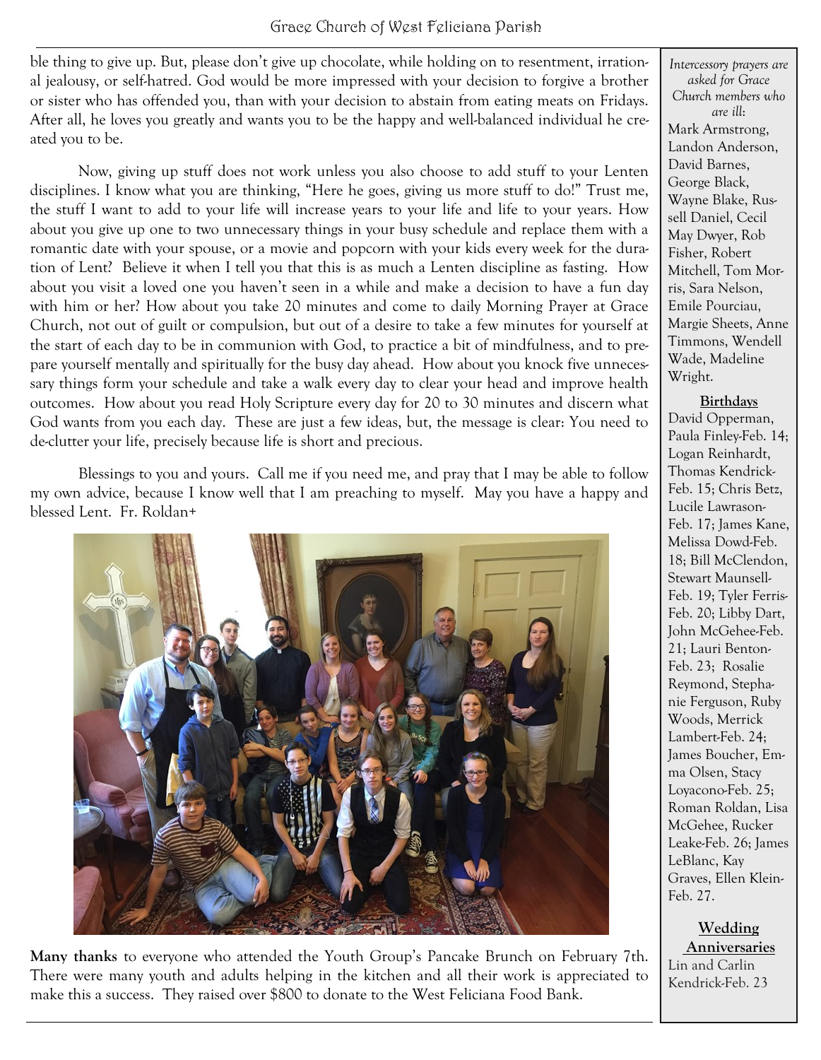ble thing to give up. But, please don't give up chocolate, while holding on to resentment, irrational jealousy, or self-hatred. God would be more impressed with your decision to forgive a brother or sister who has offended you, than with your decision to abstain from eating meats on Fridays. After all, he loves you greatly and wants you to be the happy and well-balanced individual he created you to be.

Now, giving up stuff does not work unless you also choose to add stuff to your Lenten disciplines. I know what you are thinking, "Here he goes, giving us more stuff to do!" Trust me, the stuff I want to add to your life will increase years to your life and life to your years. How about you give up one to two unnecessary things in your busy schedule and replace them with a romantic date with your spouse, or a movie and popcorn with your kids every week for the duration of Lent? Believe it when I tell you that this is as much a Lenten discipline as fasting. How about you visit a loved one you haven't seen in a while and make a decision to have a fun day with him or her? How about you take 20 minutes and come to daily Morning Prayer at Grace Church, not out of guilt or compulsion, but out of a desire to take a few minutes for yourself at the start of each day to be in communion with God, to practice a bit of mindfulness, and to prepare yourself mentally and spiritually for the busy day ahead. How about you knock five unnecessary things form your schedule and take a walk every day to clear your head and improve health outcomes. How about you read Holy Scripture every day for 20 to 30 minutes and discern what God wants from you each day. These are just a few ideas, but, the message is clear: You need to de-clutter your life, precisely because life is short and precious.

Blessings to you and yours. Call me if you need me, and pray that I may be able to follow my own advice, because I know well that I am preaching to myself. May you have a happy and blessed Lent. Fr. Roldan+

**Many thanks** to everyone who attended the Youth Group's Pancake Brunch on February 7th. There were many youth and adults helping in the kitchen and all their work is appreciated to make this a success. They raised over $800 to donate to the West Feliciana Food Bank.

*Intercessory prayers are asked for Grace Church members who are ill:*
Mark Armstrong, Landon Anderson, David Barnes, George Black, Wayne Blake, Russell Daniel, Cecil May Dwyer, Rob Fisher, Robert Mitchell, Tom Morris, Sara Nelson, Emile Pourciau, Margie Sheets, Anne Timmons, Wendell Wade, Madeline Wright.

**Birthdays**

David Opperman, Paula Finley-Feb. 14; Logan Reinhardt, Thomas Kendrick-Feb. 15; Chris Betz, Lucile Lawrason-Feb. 17; James Kane, Melissa Dowd-Feb. 18; Bill McClendon, Stewart Maunsell-Feb. 19; Tyler Ferris-Feb. 20; Libby Dart, John McGehee-Feb. 21; Lauri Benton-Feb. 23; Rosalie Reymond, Stephanie Ferguson, Ruby Woods, Merrick Lambert-Feb. 24; James Boucher, Emma Olsen, Stacy Loyacono-Feb. 25; Roman Roldan, Lisa McGehee, Rucker Leake-Feb. 26; James LeBlanc, Kay Graves, Ellen Klein-Feb. 27.

**Wedding Anniversaries**

Lin and Carlin Kendrick-Feb. 23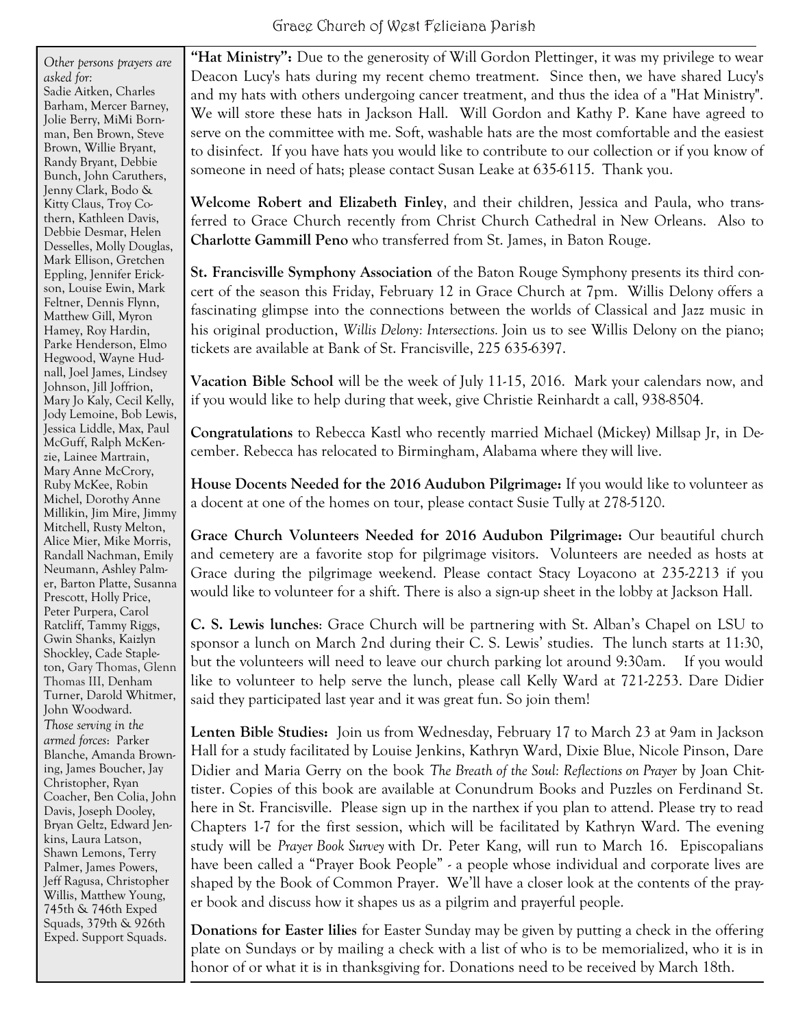*Other persons prayers are asked for*: Sadie Aitken, Charles Barham, Mercer Barney, Jolie Berry, MiMi Bornman, Ben Brown, Steve Brown, Willie Bryant, Randy Bryant, Debbie Bunch, John Caruthers, Jenny Clark, Bodo & Kitty Claus, Troy Cothern, Kathleen Davis, Debbie Desmar, Helen Desselles, Molly Douglas, Mark Ellison, Gretchen Eppling, Jennifer Erickson, Louise Ewin, Mark Feltner, Dennis Flynn, Matthew Gill, Myron Hamey, Roy Hardin, Parke Henderson, Elmo Hegwood, Wayne Hudnall, Joel James, Lindsey Johnson, Jill Joffrion, Mary Jo Kaly, Cecil Kelly, Jody Lemoine, Bob Lewis, Jessica Liddle, Max, Paul McGuff, Ralph McKenzie, Lainee Martrain, Mary Anne McCrory, Ruby McKee, Robin Michel, Dorothy Anne Millikin, Jim Mire, Jimmy Mitchell, Rusty Melton, Alice Mier, Mike Morris, Randall Nachman, Emily Neumann, Ashley Palmer, Barton Platte, Susanna Prescott, Holly Price, Peter Purpera, Carol Ratcliff, Tammy Riggs, Gwin Shanks, Kaizlyn Shockley, Cade Stapleton, Gary Thomas, Glenn Thomas III, Denham Turner, Darold Whitmer, John Woodward.

*Those serving in the armed forces*: Parker Blanche, Amanda Browning, James Boucher, Jay Christopher, Ryan Coacher, Ben Colia, John Davis, Joseph Dooley, Bryan Geltz, Edward Jenkins, Laura Latson, Shawn Lemons, Terry Palmer, James Powers, Jeff Ragusa, Christopher Willis, Matthew Young, 745th & 746th Exped Squads, 379th & 926th Exped. Support Squads.

**"Hat Ministry":** Due to the generosity of Will Gordon Plettinger, it was my privilege to wear Deacon Lucy's hats during my recent chemo treatment. Since then, we have shared Lucy's and my hats with others undergoing cancer treatment, and thus the idea of a "Hat Ministry". We will store these hats in Jackson Hall. Will Gordon and Kathy P. Kane have agreed to serve on the committee with me. Soft, washable hats are the most comfortable and the easiest to disinfect. If you have hats you would like to contribute to our collection or if you know of someone in need of hats; please contact Susan Leake at 635-6115. Thank you.

**Welcome Robert and Elizabeth Finley**, and their children, Jessica and Paula, who transferred to Grace Church recently from Christ Church Cathedral in New Orleans. Also to **Charlotte Gammill Peno** who transferred from St. James, in Baton Rouge.

**St. Francisville Symphony Association** of the Baton Rouge Symphony presents its third concert of the season this Friday, February 12 in Grace Church at 7pm. Willis Delony offers a fascinating glimpse into the connections between the worlds of Classical and Jazz music in his original production, *Willis Delony: Intersections.* Join us to see Willis Delony on the piano; tickets are available at Bank of St. Francisville, 225 635-6397.

**Vacation Bible School** will be the week of July 11-15, 2016. Mark your calendars now, and if you would like to help during that week, give Christie Reinhardt a call, 938-8504.

**Congratulations** to Rebecca Kastl who recently married Michael (Mickey) Millsap Jr, in December. Rebecca has relocated to Birmingham, Alabama where they will live.

**House Docents Needed for the 2016 Audubon Pilgrimage:** If you would like to volunteer as a docent at one of the homes on tour, please contact Susie Tully at 278-5120.

**Grace Church Volunteers Needed for 2016 Audubon Pilgrimage:** Our beautiful church and cemetery are a favorite stop for pilgrimage visitors. Volunteers are needed as hosts at Grace during the pilgrimage weekend. Please contact Stacy Loyacono at 235-2213 if you would like to volunteer for a shift. There is also a sign-up sheet in the lobby at Jackson Hall.

**C. S. Lewis lunches**: Grace Church will be partnering with St. Alban's Chapel on LSU to sponsor a lunch on March 2nd during their C. S. Lewis' studies. The lunch starts at 11:30, but the volunteers will need to leave our church parking lot around 9:30am. If you would like to volunteer to help serve the lunch, please call Kelly Ward at 721-2253. Dare Didier said they participated last year and it was great fun. So join them!

**Lenten Bible Studies:** Join us from Wednesday, February 17 to March 23 at 9am in Jackson Hall for a study facilitated by Louise Jenkins, Kathryn Ward, Dixie Blue, Nicole Pinson, Dare Didier and Maria Gerry on the book *The Breath of the Soul: Reflections on Prayer* by Joan Chittister. Copies of this book are available at Conundrum Books and Puzzles on Ferdinand St. here in St. Francisville. Please sign up in the narthex if you plan to attend. Please try to read Chapters 1-7 for the first session, which will be facilitated by Kathryn Ward. The evening study will be *Prayer Book Survey* with Dr. Peter Kang, will run to March 16. Episcopalians have been called a "Prayer Book People" - a people whose individual and corporate lives are shaped by the Book of Common Prayer. We'll have a closer look at the contents of the prayer book and discuss how it shapes us as a pilgrim and prayerful people.

**Donations for Easter lilies** for Easter Sunday may be given by putting a check in the offering plate on Sundays or by mailing a check with a list of who is to be memorialized, who it is in honor of or what it is in thanksgiving for. Donations need to be received by March 18th.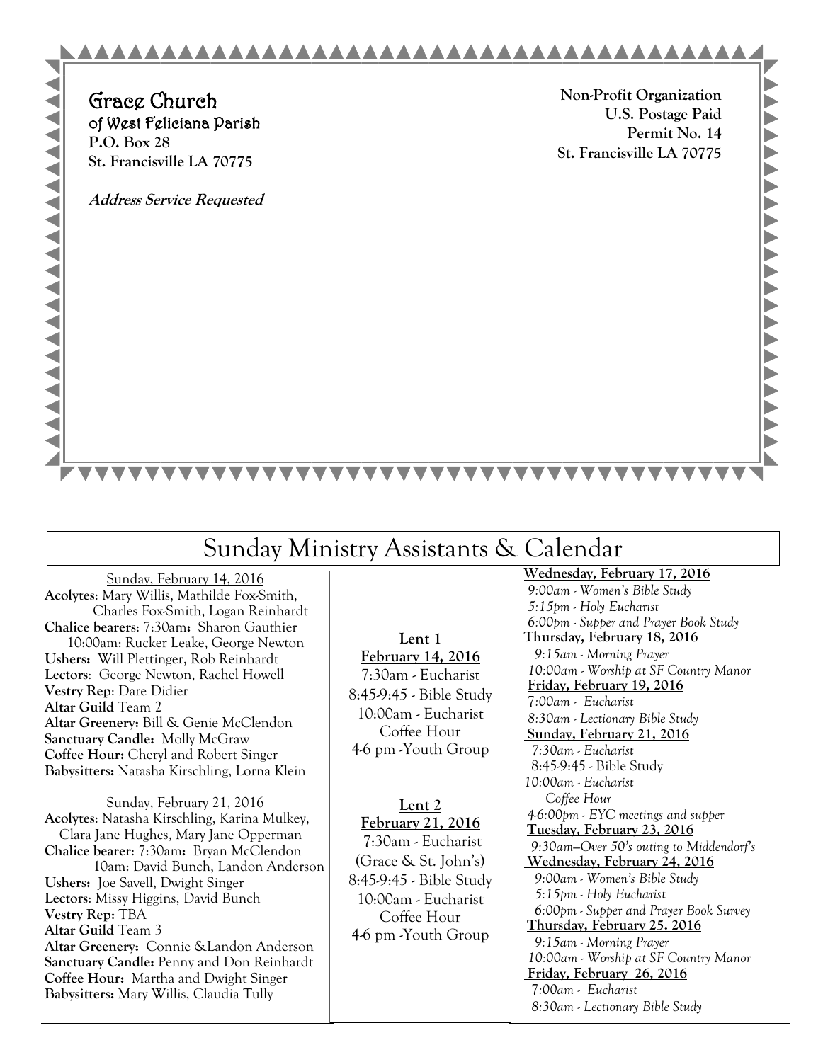Grace Church
of West Feliciana Parish
**P.O. Box 28**
**St. Francisville LA 70775**

***Address Service Requested***

**Non-Profit Organization**
**U.S. Postage Paid**
**Permit No. 14**
**St. Francisville LA 70775**

# Sunday Ministry Assistants & Calendar

Sunday, February 14, 2016

**Acolytes**: Mary Willis, Mathilde Fox-Smith, Charles Fox-Smith, Logan Reinhardt
**Chalice bearers**: 7:30am**:** Sharon Gauthier
10:00am: Rucker Leake, George Newton
**Ushers:** Will Plettinger, Rob Reinhardt
**Lectors**: George Newton, Rachel Howell
**Vestry Rep**: Dare Didier
**Altar Guild** Team 2
**Altar Greenery:** Bill & Genie McClendon
**Sanctuary Candle:** Molly McGraw
**Coffee Hour:** Cheryl and Robert Singer
**Babysitters:** Natasha Kirschling, Lorna Klein

Sunday, February 21, 2016

**Acolytes**: Natasha Kirschling, Karina Mulkey, Clara Jane Hughes, Mary Jane Opperman
**Chalice bearer**: 7:30am**:** Bryan McClendon
10am: David Bunch, Landon Anderson
**Ushers:** Joe Savell, Dwight Singer
**Lectors**: Missy Higgins, David Bunch
**Vestry Rep:** TBA
**Altar Guild** Team 3
**Altar Greenery:** Connie &Landon Anderson
**Sanctuary Candle:** Penny and Don Reinhardt
**Coffee Hour:** Martha and Dwight Singer
**Babysitters:** Mary Willis, Claudia Tully

**Lent 1**
**February 14, 2016**
7:30am - Eucharist
8:45-9:45 - Bible Study
10:00am - Eucharist
Coffee Hour
4-6 pm -Youth Group

**Lent 2**
**February 21, 2016**
7:30am - Eucharist
(Grace & St. John's)
8:45-9:45 - Bible Study
10:00am - Eucharist
Coffee Hour
4-6 pm -Youth Group

**Wednesday, February 17, 2016**
*9:00am - Women's Bible Study*
*5:15pm - Holy Eucharist*
*6:00pm - Supper and Prayer Book Study*

**Thursday, February 18, 2016**
*9:15am - Morning Prayer*
*10:00am - Worship at SF Country Manor*

**Friday, February 19, 2016**
*7:00am - Eucharist*
*8:30am - Lectionary Bible Study*

**Sunday, February 21, 2016**
*7:30am - Eucharist*
8:45-9:45 - Bible Study
*10:00am - Eucharist*
*Coffee Hour*
*4-6:00pm - EYC meetings and supper*

**Tuesday, February 23, 2016**
*9:30am—Over 50's outing to Middendorf's*

**Wednesday, February 24, 2016**
*9:00am - Women's Bible Study*
*5:15pm - Holy Eucharist*
*6:00pm - Supper and Prayer Book Survey*

**Thursday, February 25. 2016**
*9:15am - Morning Prayer*
*10:00am - Worship at SF Country Manor*

**Friday, February 26, 2016**
*7:00am - Eucharist*
*8:30am - Lectionary Bible Study*